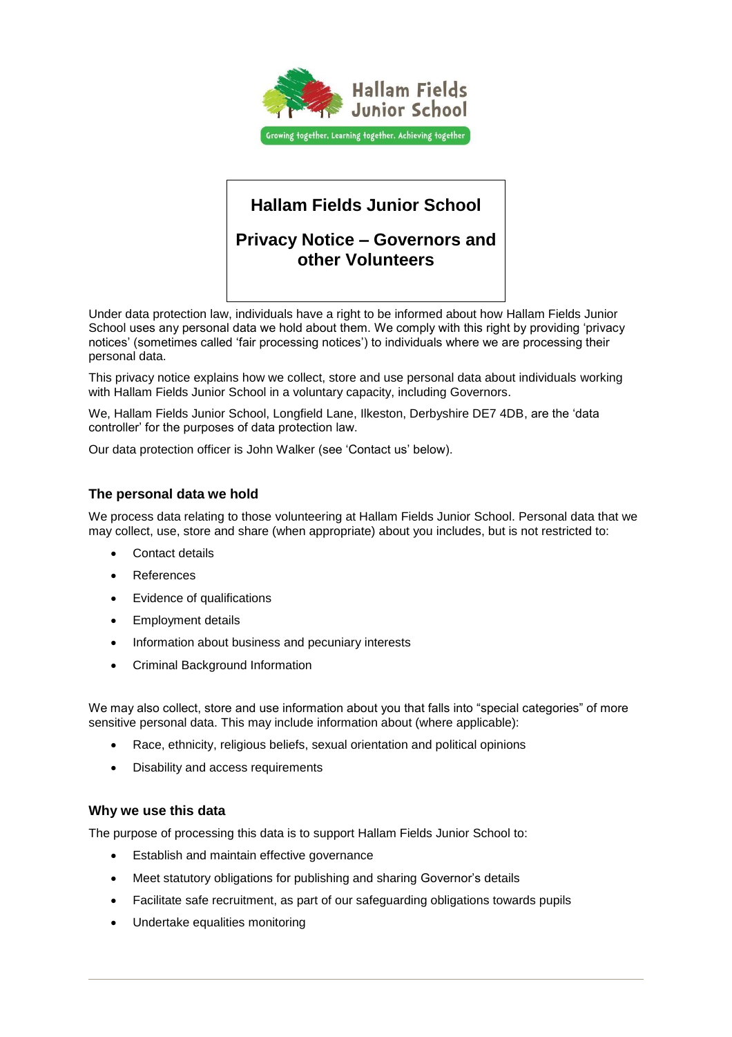# Hallam Fields Junior School

## Privacy Notice – Governors and other Volunteers

Under data protection law, individuals have a right to be informed about how Hallam Fields Junior School uses any personal data we hold about them. We comply with this right by providing 'privacy notices' (sometimes called 'fair processing notices') to individuals where we are processing their personal data.

This privacy notice explains how we collect, store and use personal data about individuals working with Hallam Fields Junior School in a voluntary capacity, including Governors.

We, Hallam Fields Junior School, Longfield Lane, Ilkeston, Derbyshire DE7 4DB, are the 'data controller' for the purposes of data protection law.

Our data protection officer is John Walker (see 'Contact us' below).

### The personal data we hold

We process data relating to those volunteering at Hallam Fields Junior School. Personal data that we may collect, use, store and share (when appropriate) about you includes, but is not restricted to:

- Contact details
- References
- Evidence of qualifications
- Employment details
- Information about business and pecuniary interests
- Criminal Background Information

We may also collect, store and use information about you that falls into "special categories" of more sensitive personal data. This may include information about (where applicable):

- Race, ethnicity, religious beliefs, sexual orientation and political opinions
- Disability and access requirements

### Why we use this data

The purpose of processing this data is to support Hallam Fields Junior School to:

- Establish and maintain effective governance
- Meet statutory obligations for publishing and sharing Governor's details
- Facilitate safe recruitment, as part of our safeguarding obligations towards pupils
- Undertake equalities monitoring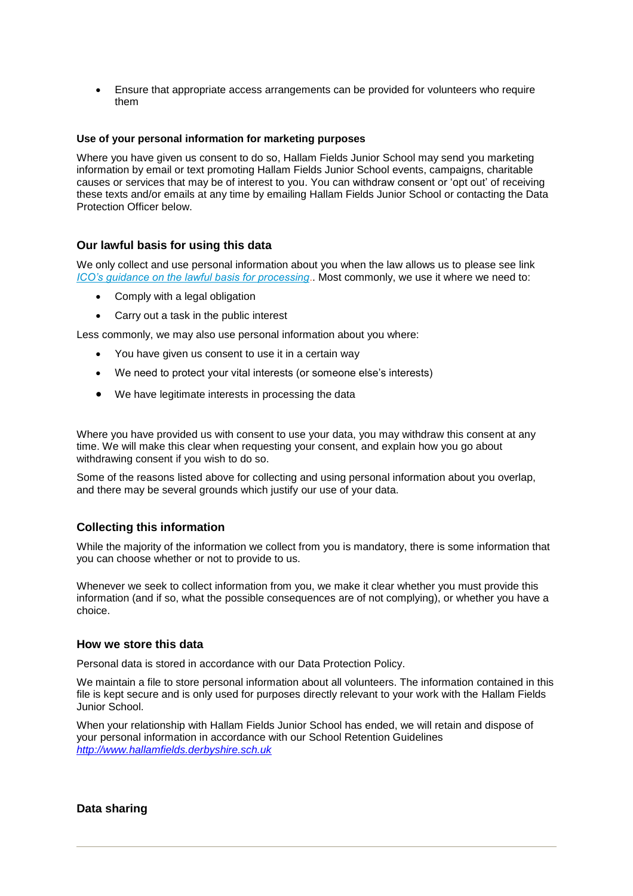- Ensure that appropriate access arrangements can be provided for volunteers who require them

#### Use of your personal information for marketing purposes

Where you have given us consent to do so, Hallam Fields Junior School may send you marketing information by email or text promoting Hallam Fields Junior School events, campaigns, charitable causes or services that may be of interest to you. You can withdraw consent or 'opt out' of receiving these texts and/or emails at any time by emailing Hallam Fields Junior School or contacting the Data Protection Officer below.

### Our lawful basis for using this data

We only collect and use personal information about you when the law allows us to please see link *ICO's guidance on the lawful basis for processing*.. Most commonly, we use it where we need to:

- Comply with a legal obligation
- Carry out a task in the public interest

Less commonly, we may also use personal information about you where:

- You have given us consent to use it in a certain way
- We need to protect your vital interests (or someone else's interests)
- We have legitimate interests in processing the data

Where you have provided us with consent to use your data, you may withdraw this consent at any time. We will make this clear when requesting your consent, and explain how you go about withdrawing consent if you wish to do so.

Some of the reasons listed above for collecting and using personal information about you overlap, and there may be several grounds which justify our use of your data.

### Collecting this information

While the majority of the information we collect from you is mandatory, there is some information that you can choose whether or not to provide to us.

Whenever we seek to collect information from you, we make it clear whether you must provide this information (and if so, what the possible consequences are of not complying), or whether you have a choice.

### How we store this data

Personal data is stored in accordance with our Data Protection Policy.

We maintain a file to store personal information about all volunteers. The information contained in this file is kept secure and is only used for purposes directly relevant to your work with the Hallam Fields Junior School.

When your relationship with Hallam Fields Junior School has ended, we will retain and dispose of your personal information in accordance with our School Retention Guidelines *http://www.hallamfields.derbyshire.sch.uk*

### Data sharing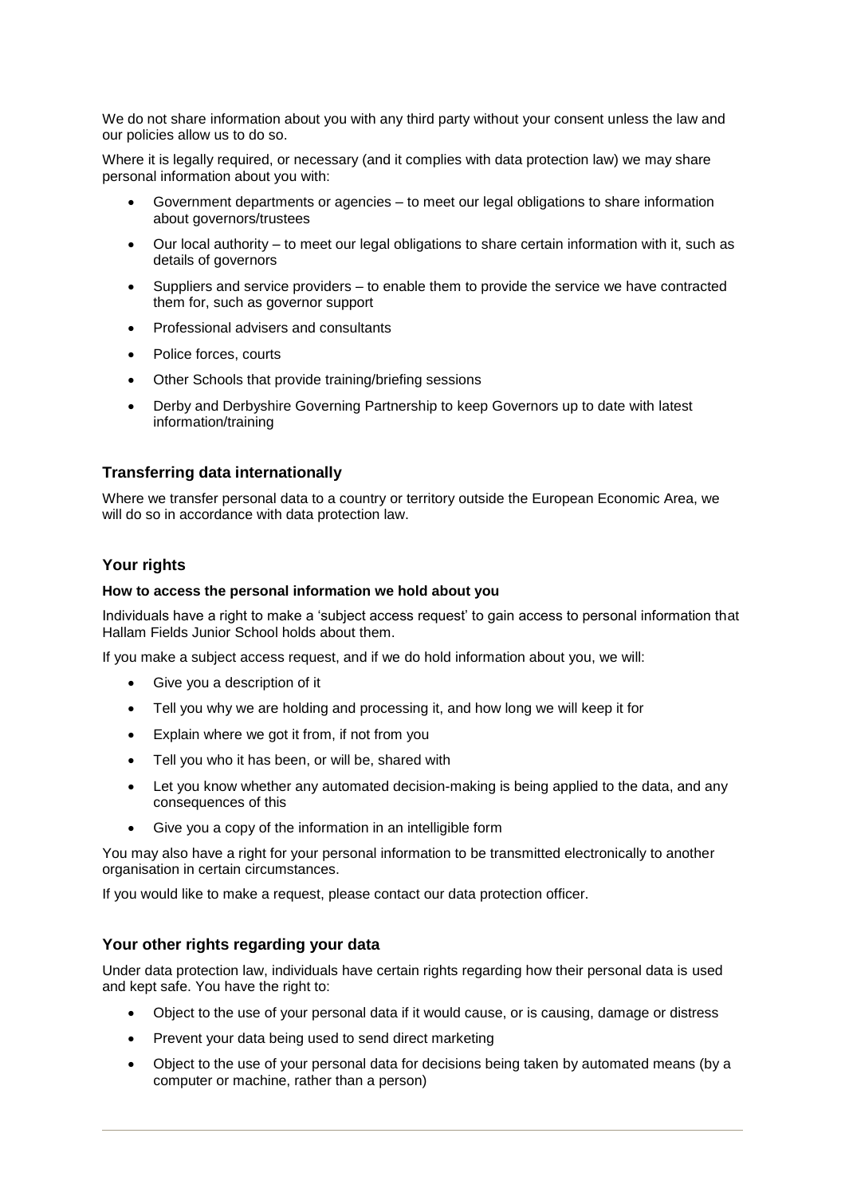We do not share information about you with any third party without your consent unless the law and our policies allow us to do so.

Where it is legally required, or necessary (and it complies with data protection law) we may share personal information about you with:

- Government departments or agencies – to meet our legal obligations to share information about governors/trustees
- Our local authority – to meet our legal obligations to share certain information with it, such as details of governors
- Suppliers and service providers – to enable them to provide the service we have contracted them for, such as governor support
- Professional advisers and consultants
- Police forces, courts
- Other Schools that provide training/briefing sessions
- Derby and Derbyshire Governing Partnership to keep Governors up to date with latest information/training

## Transferring data internationally

Where we transfer personal data to a country or territory outside the European Economic Area, we will do so in accordance with data protection law.

## Your rights

### How to access the personal information we hold about you

Individuals have a right to make a 'subject access request' to gain access to personal information that Hallam Fields Junior School holds about them.

If you make a subject access request, and if we do hold information about you, we will:

- Give you a description of it
- Tell you why we are holding and processing it, and how long we will keep it for
- Explain where we got it from, if not from you
- Tell you who it has been, or will be, shared with
- Let you know whether any automated decision-making is being applied to the data, and any consequences of this
- Give you a copy of the information in an intelligible form

You may also have a right for your personal information to be transmitted electronically to another organisation in certain circumstances.

If you would like to make a request, please contact our data protection officer.

## Your other rights regarding your data

Under data protection law, individuals have certain rights regarding how their personal data is used and kept safe. You have the right to:

- Object to the use of your personal data if it would cause, or is causing, damage or distress
- Prevent your data being used to send direct marketing
- Object to the use of your personal data for decisions being taken by automated means (by a computer or machine, rather than a person)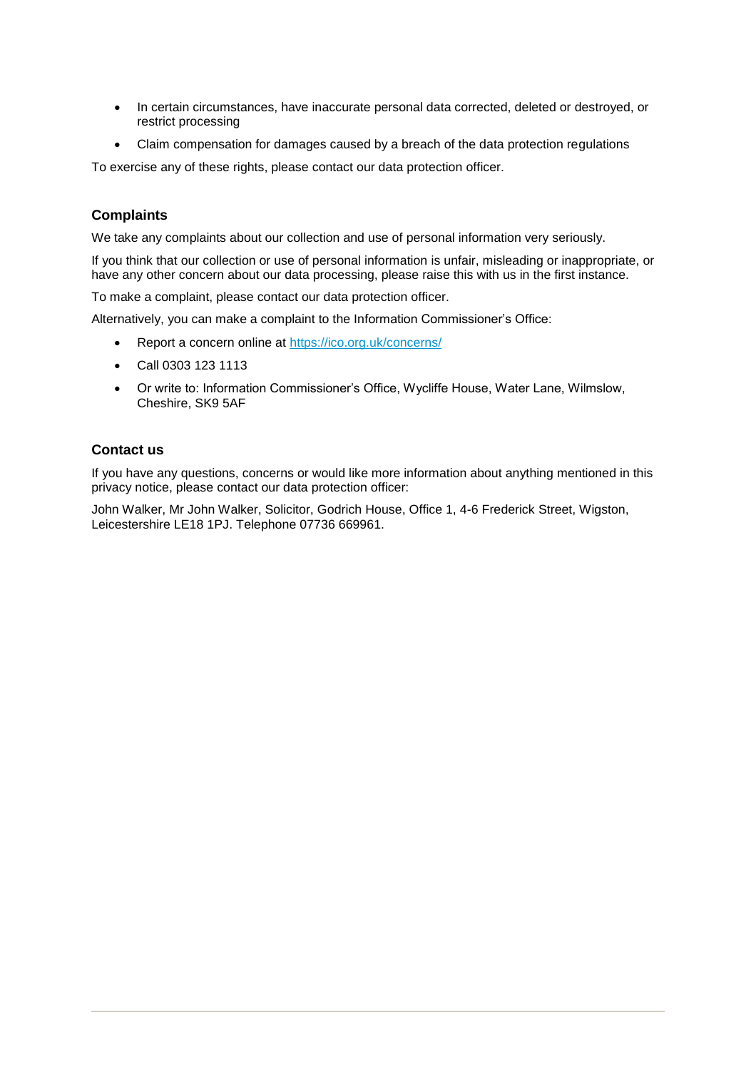- In certain circumstances, have inaccurate personal data corrected, deleted or destroyed, or restrict processing
- Claim compensation for damages caused by a breach of the data protection regulations

To exercise any of these rights, please contact our data protection officer.

### Complaints

We take any complaints about our collection and use of personal information very seriously.

If you think that our collection or use of personal information is unfair, misleading or inappropriate, or have any other concern about our data processing, please raise this with us in the first instance.

To make a complaint, please contact our data protection officer.

Alternatively, you can make a complaint to the Information Commissioner's Office:

- Report a concern online at https://ico.org.uk/concerns/
- Call 0303 123 1113
- Or write to: Information Commissioner's Office, Wycliffe House, Water Lane, Wilmslow, Cheshire, SK9 5AF

### Contact us

If you have any questions, concerns or would like more information about anything mentioned in this privacy notice, please contact our data protection officer:

John Walker, Mr John Walker, Solicitor, Godrich House, Office 1, 4-6 Frederick Street, Wigston, Leicestershire LE18 1PJ. Telephone 07736 669961.